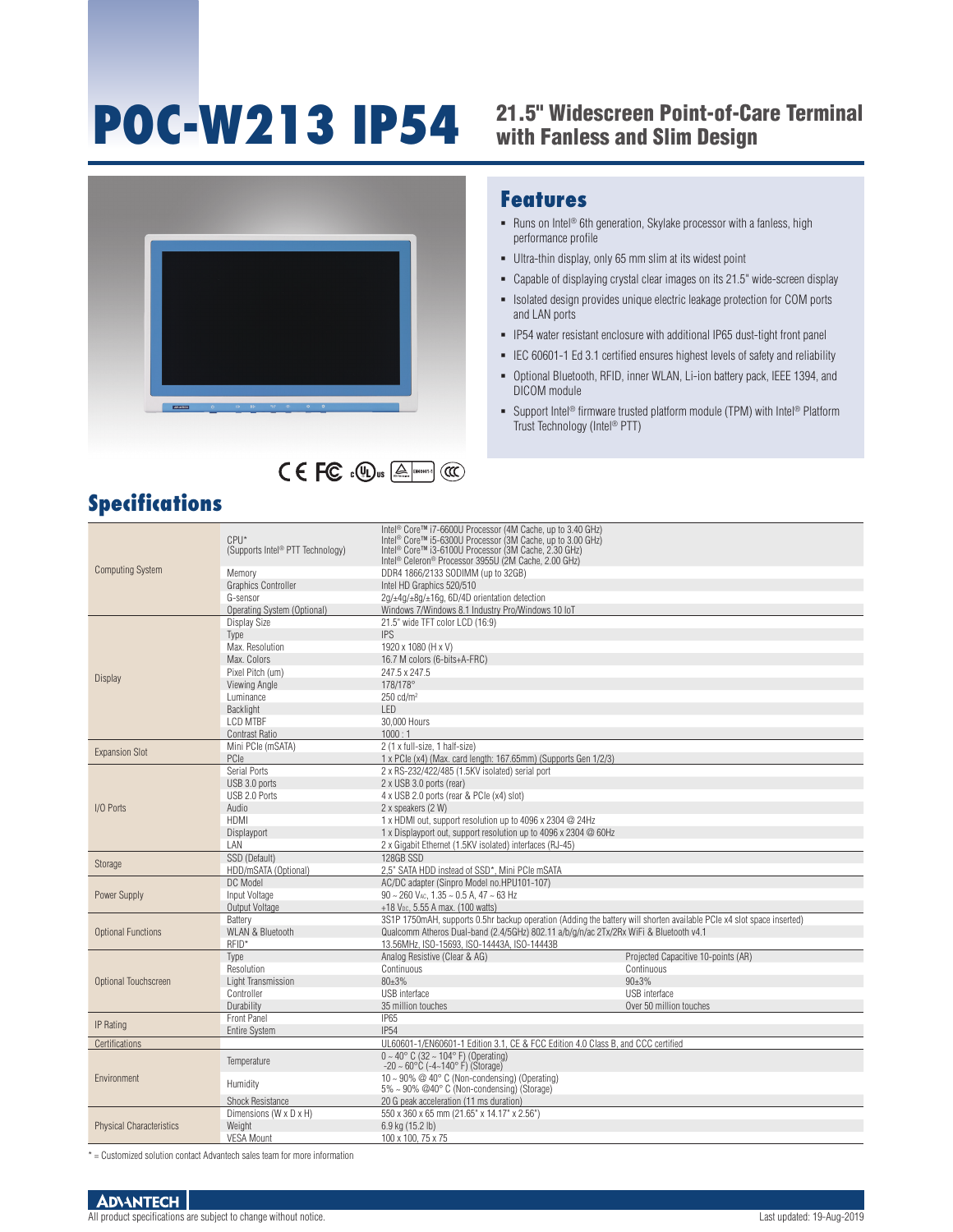# POC-W213 IP54

## 21.5" Widescreen Point-of-Care Terminal with Fanless and Slim Design

## Features

- Runs on Intel® 6th generation, Skylake processor with a fanless, high performance profile
- Ultra-thin display, only 65 mm slim at its widest point
- Capable of displaying crystal clear images on its 21.5" wide-screen display
- Isolated design provides unique electric leakage protection for COM ports and LAN ports
- IP54 water resistant enclosure with additional IP65 dust-tight front panel
- IEC 60601-1 Ed 3.1 certified ensures highest levels of safety and reliability
- Optional Bluetooth, RFID, inner WLAN, Li-ion battery pack, IEEE 1394, and DICOM module
- Support Intel® firmware trusted platform module (TPM) with Intel® Platform Trust Technology (Intel® PTT)

## Specifications

| Category | Item | Specification | |
|---|---|---|---|
| Computing System | CPU* (Supports Intel® PTT Technology) | Intel® Core™ i7-6600U Processor (4M Cache, up to 3.40 GHz)<br>Intel® Core™ i5-6300U Processor (3M Cache, up to 3.00 GHz)<br>Intel® Core™ i3-6100U Processor (3M Cache, 2.30 GHz)<br>Intel® Celeron® Processor 3955U (2M Cache, 2.00 GHz) | |
| | Memory | DDR4 1866/2133 SODIMM (up to 32GB) | |
| | Graphics Controller | Intel HD Graphics 520/510 | |
| | G-sensor | 2g/±4g/±8g/±16g, 6D/4D orientation detection | |
| | Operating System (Optional) | Windows 7/Windows 8.1 Industry Pro/Windows 10 IoT | |
| Display | Display Size | 21.5" wide TFT color LCD (16:9) | |
| | Type | IPS | |
| | Max. Resolution | 1920 x 1080 (H x V) | |
| | Max. Colors | 16.7 M colors (6-bits+A-FRC) | |
| | Pixel Pitch (um) | 247.5 x 247.5 | |
| | Viewing Angle | 178/178° | |
| | Luminance | 250 cd/m² | |
| | Backlight | LED | |
| | LCD MTBF | 30,000 Hours | |
| | Contrast Ratio | 1000 : 1 | |
| Expansion Slot | Mini PCIe (mSATA) | 2 (1 x full-size, 1 half-size) | |
| | PCIe | 1 x PCIe (x4) (Max. card length: 167.65mm) (Supports Gen 1/2/3) | |
| I/O Ports | Serial Ports | 2 x RS-232/422/485 (1.5KV isolated) serial port | |
| | USB 3.0 ports | 2 x USB 3.0 ports (rear) | |
| | USB 2.0 Ports | 4 x USB 2.0 ports (rear & PCIe (x4) slot) | |
| | Audio | 2 x speakers (2 W) | |
| | HDMI | 1 x HDMI out, support resolution up to 4096 x 2304 @ 24Hz | |
| | Displayport | 1 x Displayport out, support resolution up to 4096 x 2304 @ 60Hz | |
| | LAN | 2 x Gigabit Ethernet (1.5KV isolated) interfaces (RJ-45) | |
| Storage | SSD (Default) | 128GB SSD | |
| | HDD/mSATA (Optional) | 2.5" SATA HDD instead of SSD*, Mini PCIe mSATA | |
| Power Supply | DC Model | AC/DC adapter (Sinpro Model no.HPU101-107) | |
| | Input Voltage | 90 ~ 260 $V_{AC}$, 1.35 ~ 0.5 A, 47 ~ 63 Hz | |
| | Output Voltage | +18 $V_{DC}$, 5.55 A max. (100 watts) | |
| Optional Functions | Battery | 3S1P 1750mAH, supports 0.5hr backup operation (Adding the battery will shorten available PCIe x4 slot space inserted) | |
| | WLAN & Bluetooth | Qualcomm Atheros Dual-band (2.4/5GHz) 802.11 a/b/g/n/ac 2Tx/2Rx WiFi & Bluetooth v4.1 | |
| | RFID* | 13.56MHz, ISO-15693, ISO-14443A, ISO-14443B | |
| Optional Touchscreen | Type | Analog Resistive (Clear & AG) | Projected Capacitive 10-points (AR) |
| | Resolution | Continuous | Continuous |
| | Light Transmission | 80±3% | 90±3% |
| | Controller | USB interface | USB interface |
| | Durability | 35 million touches | Over 50 million touches |
| IP Rating | Front Panel | IP65 | |
| | Entire System | IP54 | |
| Certifications | | UL60601-1/EN60601-1 Edition 3.1, CE & FCC Edition 4.0 Class B, and CCC certified | |
| Environment | Temperature | 0 ~ 40° C (32 ~ 104° F) (Operating)<br>-20 ~ 60°C (-4~140° F) (Storage) | |
| | Humidity | 10 ~ 90% @ 40° C (Non-condensing) (Operating)<br>5% ~ 90% @40° C (Non-condensing) (Storage) | |
| | Shock Resistance | 20 G peak acceleration (11 ms duration) | |
| Physical Characteristics | Dimensions (W x D x H) | 550 x 360 x 65 mm (21.65" x 14.17" x 2.56") | |
| | Weight | 6.9 kg (15.2 lb) | |
| | VESA Mount | 100 x 100, 75 x 75 | |

\* = Customized solution contact Advantech sales team for more information

All product specifications are subject to change without notice.

Last updated: 19-Aug-2019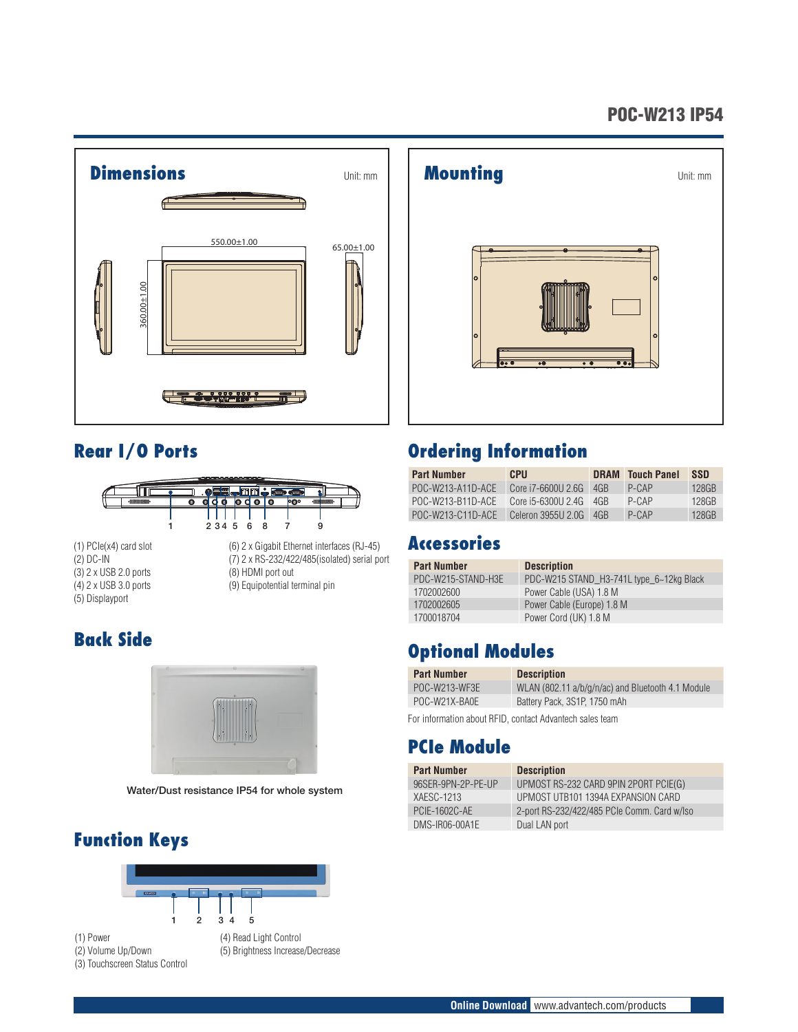# POC-W213 IP54

## Dimensions

Unit: mm

550.00±1.00

65.00±1.00

360.00±1.00

## Mounting

Unit: mm

## Rear I/O Ports

1 2 3 4 5 6 8 7 9

(1) PCIe(x4) card slot
(2) DC-IN
(3) 2 x USB 2.0 ports
(4) 2 x USB 3.0 ports
(5) Displayport
(6) 2 x Gigabit Ethernet interfaces (RJ-45)
(7) 2 x RS-232/422/485(isolated) serial port
(8) HDMI port out
(9) Equipotential terminal pin

## Back Side

Water/Dust resistance IP54 for whole system

## Function Keys

1 2 3 4 5

(1) Power
(2) Volume Up/Down
(3) Touchscreen Status Control
(4) Read Light Control
(5) Brightness Increase/Decrease

## Ordering Information

| Part Number | CPU | DRAM | Touch Panel | SSD |
|---|---|---|---|---|
| POC-W213-A11D-ACE | Core i7-6600U 2.6G | 4GB | P-CAP | 128GB |
| POC-W213-B11D-ACE | Core i5-6300U 2.4G | 4GB | P-CAP | 128GB |
| POC-W213-C11D-ACE | Celeron 3955U 2.0G | 4GB | P-CAP | 128GB |

## Accessories

| Part Number | Description |
|---|---|
| PDC-W215-STAND-H3E | PDC-W215 STAND_H3-741L type_6~12kg Black |
| 1702002600 | Power Cable (USA) 1.8 M |
| 1702002605 | Power Cable (Europe) 1.8 M |
| 1700018704 | Power Cord (UK) 1.8 M |

## Optional Modules

| Part Number | Description |
|---|---|
| POC-W213-WF3E | WLAN (802.11 a/b/g/n/ac) and Bluetooth 4.1 Module |
| POC-W21X-BA0E | Battery Pack, 3S1P, 1750 mAh |

For information about RFID, contact Advantech sales team

## PCIe Module

| Part Number | Description |
|---|---|
| 96SER-9PN-2P-PE-UP | UPMOST RS-232 CARD 9PIN 2PORT PCIE(G) |
| XAESC-1213 | UPMOST UTB101 1394A EXPANSION CARD |
| PCIE-1602C-AE | 2-port RS-232/422/485 PCIe Comm. Card w/Iso |
| DMS-IR06-00A1E | Dual LAN port |

**Online Download** www.advantech.com/products